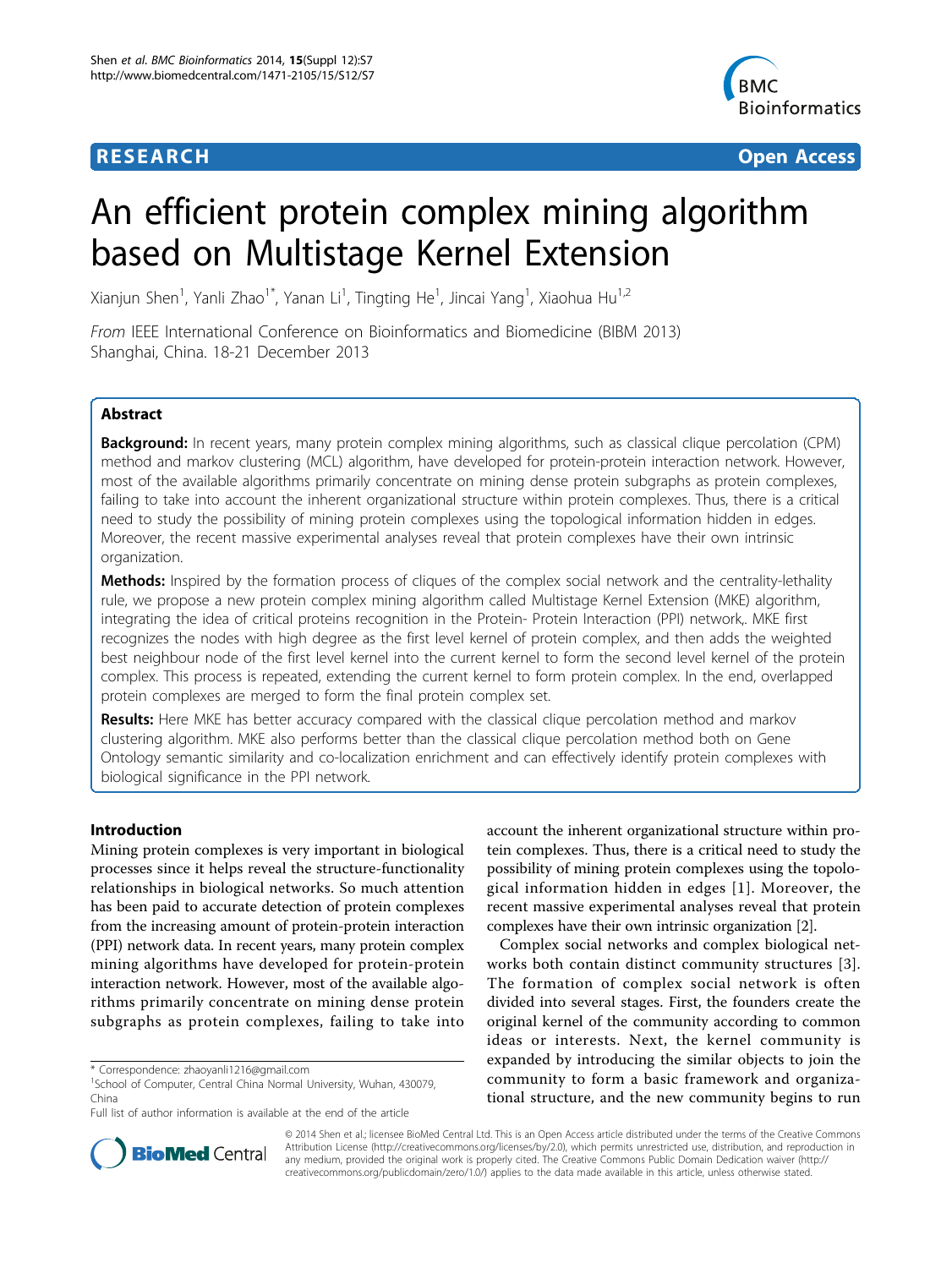RESEARCH Open Access

# An efficient protein complex mining algorithm based on Multistage Kernel Extension

Xianjun Shen[1], Yanli Zhao[1*], Yanan Li[1], Tingting He[1], Jincai Yang[1], Xiaohua Hu[1,2]

*From* IEEE International Conference on Bioinformatics and Biomedicine (BIBM 2013)
Shanghai, China. 18-21 December 2013

## Abstract

**Background:** In recent years, many protein complex mining algorithms, such as classical clique percolation (CPM) method and markov clustering (MCL) algorithm, have developed for protein-protein interaction network. However, most of the available algorithms primarily concentrate on mining dense protein subgraphs as protein complexes, failing to take into account the inherent organizational structure within protein complexes. Thus, there is a critical need to study the possibility of mining protein complexes using the topological information hidden in edges. Moreover, the recent massive experimental analyses reveal that protein complexes have their own intrinsic organization.

**Methods:** Inspired by the formation process of cliques of the complex social network and the centrality-lethality rule, we propose a new protein complex mining algorithm called Multistage Kernel Extension (MKE) algorithm, integrating the idea of critical proteins recognition in the Protein- Protein Interaction (PPI) network,. MKE first recognizes the nodes with high degree as the first level kernel of protein complex, and then adds the weighted best neighbour node of the first level kernel into the current kernel to form the second level kernel of the protein complex. This process is repeated, extending the current kernel to form protein complex. In the end, overlapped protein complexes are merged to form the final protein complex set.

**Results:** Here MKE has better accuracy compared with the classical clique percolation method and markov clustering algorithm. MKE also performs better than the classical clique percolation method both on Gene Ontology semantic similarity and co-localization enrichment and can effectively identify protein complexes with biological significance in the PPI network.

## Introduction

Mining protein complexes is very important in biological processes since it helps reveal the structure-functionality relationships in biological networks. So much attention has been paid to accurate detection of protein complexes from the increasing amount of protein-protein interaction (PPI) network data. In recent years, many protein complex mining algorithms have developed for protein-protein interaction network. However, most of the available algorithms primarily concentrate on mining dense protein subgraphs as protein complexes, failing to take into account the inherent organizational structure within protein complexes. Thus, there is a critical need to study the possibility of mining protein complexes using the topological information hidden in edges [1]. Moreover, the recent massive experimental analyses reveal that protein complexes have their own intrinsic organization [2].

Complex social networks and complex biological networks both contain distinct community structures [3]. The formation of complex social network is often divided into several stages. First, the founders create the original kernel of the community according to common ideas or interests. Next, the kernel community is expanded by introducing the similar objects to join the community to form a basic framework and organizational structure, and the new community begins to run

\* Correspondence: zhaoyanli1216@gmail.com
[1]School of Computer, Central China Normal University, Wuhan, 430079, China
Full list of author information is available at the end of the article

© 2014 Shen et al.; licensee BioMed Central Ltd. This is an Open Access article distributed under the terms of the Creative Commons Attribution License (http://creativecommons.org/licenses/by/2.0), which permits unrestricted use, distribution, and reproduction in any medium, provided the original work is properly cited. The Creative Commons Public Domain Dedication waiver (http://creativecommons.org/publicdomain/zero/1.0/) applies to the data made available in this article, unless otherwise stated.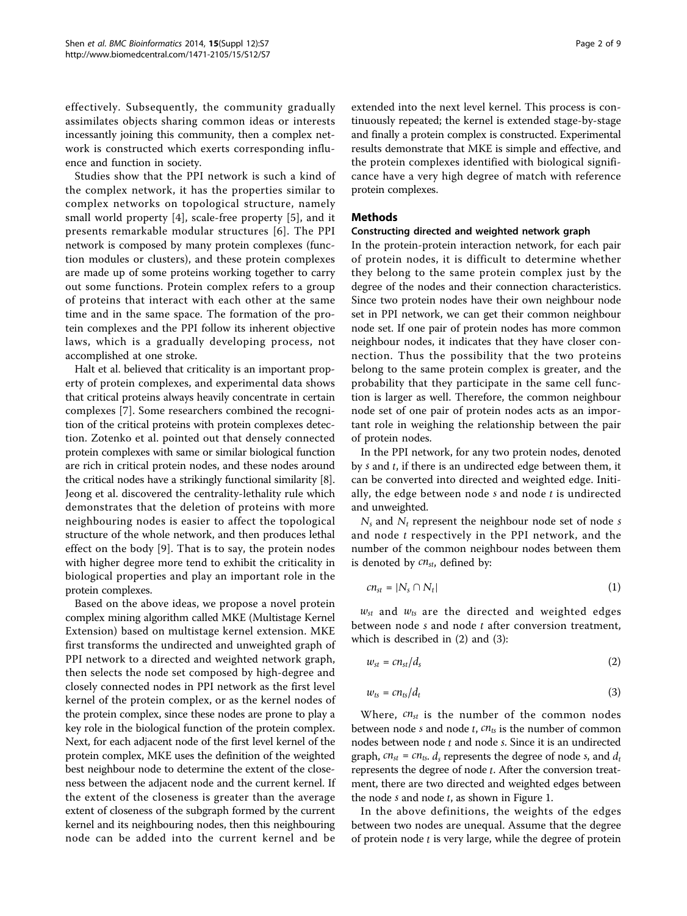effectively. Subsequently, the community gradually assimilates objects sharing common ideas or interests incessantly joining this community, then a complex network is constructed which exerts corresponding influence and function in society.

Studies show that the PPI network is such a kind of the complex network, it has the properties similar to complex networks on topological structure, namely small world property [4], scale-free property [5], and it presents remarkable modular structures [6]. The PPI network is composed by many protein complexes (function modules or clusters), and these protein complexes are made up of some proteins working together to carry out some functions. Protein complex refers to a group of proteins that interact with each other at the same time and in the same space. The formation of the protein complexes and the PPI follow its inherent objective laws, which is a gradually developing process, not accomplished at one stroke.

Halt et al. believed that criticality is an important property of protein complexes, and experimental data shows that critical proteins always heavily concentrate in certain complexes [7]. Some researchers combined the recognition of the critical proteins with protein complexes detection. Zotenko et al. pointed out that densely connected protein complexes with same or similar biological function are rich in critical protein nodes, and these nodes around the critical nodes have a strikingly functional similarity [8]. Jeong et al. discovered the centrality-lethality rule which demonstrates that the deletion of proteins with more neighbouring nodes is easier to affect the topological structure of the whole network, and then produces lethal effect on the body [9]. That is to say, the protein nodes with higher degree more tend to exhibit the criticality in biological properties and play an important role in the protein complexes.

Based on the above ideas, we propose a novel protein complex mining algorithm called MKE (Multistage Kernel Extension) based on multistage kernel extension. MKE first transforms the undirected and unweighted graph of PPI network to a directed and weighted network graph, then selects the node set composed by high-degree and closely connected nodes in PPI network as the first level kernel of the protein complex, or as the kernel nodes of the protein complex, since these nodes are prone to play a key role in the biological function of the protein complex. Next, for each adjacent node of the first level kernel of the protein complex, MKE uses the definition of the weighted best neighbour node to determine the extent of the closeness between the adjacent node and the current kernel. If the extent of the closeness is greater than the average extent of closeness of the subgraph formed by the current kernel and its neighbouring nodes, then this neighbouring node can be added into the current kernel and be extended into the next level kernel. This process is continuously repeated; the kernel is extended stage-by-stage and finally a protein complex is constructed. Experimental results demonstrate that MKE is simple and effective, and the protein complexes identified with biological significance have a very high degree of match with reference protein complexes.

## Methods

### Constructing directed and weighted network graph

In the protein-protein interaction network, for each pair of protein nodes, it is difficult to determine whether they belong to the same protein complex just by the degree of the nodes and their connection characteristics. Since two protein nodes have their own neighbour node set in PPI network, we can get their common neighbour node set. If one pair of protein nodes has more common neighbour nodes, it indicates that they have closer connection. Thus the possibility that the two proteins belong to the same protein complex is greater, and the probability that they participate in the same cell function is larger as well. Therefore, the common neighbour node set of one pair of protein nodes acts as an important role in weighing the relationship between the pair of protein nodes.

In the PPI network, for any two protein nodes, denoted by $s$ and $t$, if there is an undirected edge between them, it can be converted into directed and weighted edge. Initially, the edge between node $s$ and node $t$ is undirected and unweighted.

$N_s$ and $N_t$ represent the neighbour node set of node $s$ and node $t$ respectively in the PPI network, and the number of the common neighbour nodes between them is denoted by $cn_{st}$, defined by:

$$cn_{st} = |N_s \cap N_t| \tag{1}$$

$w_{st}$ and $w_{ts}$ are the directed and weighted edges between node $s$ and node $t$ after conversion treatment, which is described in (2) and (3):

$$w_{st} = cn_{st}/d_s \tag{2}$$

$$w_{ts} = cn_{ts}/d_t \tag{3}$$

Where, $cn_{st}$ is the number of the common nodes between node $s$ and node $t$, $cn_{ts}$ is the number of common nodes between node $t$ and node $s$. Since it is an undirected graph, $cn_{st} = cn_{ts}$. $d_s$ represents the degree of node $s$, and $d_t$ represents the degree of node $t$. After the conversion treatment, there are two directed and weighted edges between the node $s$ and node $t$, as shown in Figure 1.

In the above definitions, the weights of the edges between two nodes are unequal. Assume that the degree of protein node $t$ is very large, while the degree of protein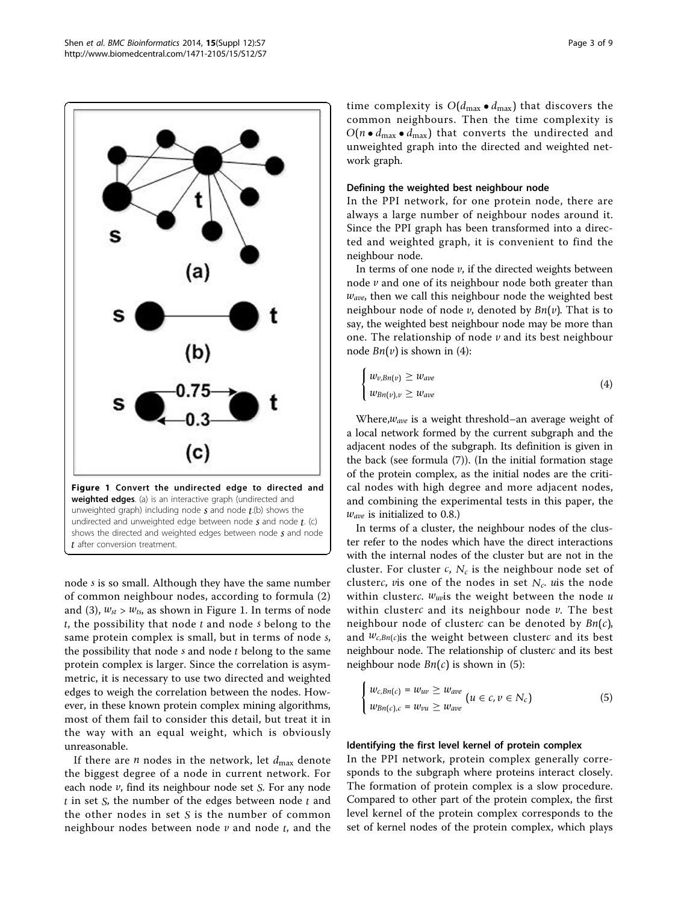Figure 1 **Convert the undirected edge to directed and weighted edges**. (a) is an interactive graph (undirected and unweighted graph) including node $s$ and node $t$.(b) shows the undirected and unweighted edge between node $s$ and node $t$. (c) shows the directed and weighted edges between node $s$ and node $t$ after conversion treatment.

node $s$ is so small. Although they have the same number of common neighbour nodes, according to formula (2) and (3), $w_{st} > w_{ts}$, as shown in Figure 1. In terms of node $t$, the possibility that node $t$ and node $s$ belong to the same protein complex is small, but in terms of node $s$, the possibility that node $s$ and node $t$ belong to the same protein complex is larger. Since the correlation is asymmetric, it is necessary to use two directed and weighted edges to weigh the correlation between the nodes. However, in these known protein complex mining algorithms, most of them fail to consider this detail, but treat it in the way with an equal weight, which is obviously unreasonable.

If there are $n$ nodes in the network, let $d_{\max}$ denote the biggest degree of a node in current network. For each node $v$, find its neighbour node set $S$. For any node $t$ in set $S$, the number of the edges between node $t$ and the other nodes in set $S$ is the number of common neighbour nodes between node $v$ and node $t$, and the time complexity is $O(d_{\max} \bullet d_{\max})$ that discovers the common neighbours. Then the time complexity is $O(n \bullet d_{\max} \bullet d_{\max})$ that converts the undirected and unweighted graph into the directed and weighted network graph.

### Defining the weighted best neighbour node

In the PPI network, for one protein node, there are always a large number of neighbour nodes around it. Since the PPI graph has been transformed into a directed and weighted graph, it is convenient to find the neighbour node.

In terms of one node $v$, if the directed weights between node $v$ and one of its neighbour node both greater than $w_{ave}$, then we call this neighbour node the weighted best neighbour node of node $v$, denoted by $Bn(v)$. That is to say, the weighted best neighbour node may be more than one. The relationship of node $v$ and its best neighbour node $Bn(v)$ is shown in (4):

$$
\begin{cases} w_{v,Bn(v)} \geq w_{ave} \\ w_{Bn(v),v} \geq w_{ave} \end{cases} \tag{4}
$$

Where,$w_{ave}$ is a weight threshold–an average weight of a local network formed by the current subgraph and the adjacent nodes of the subgraph. Its definition is given in the back (see formula (7)). (In the initial formation stage of the protein complex, as the initial nodes are the critical nodes with high degree and more adjacent nodes, and combining the experimental tests in this paper, the $w_{ave}$ is initialized to 0.8.)

In terms of a cluster, the neighbour nodes of the cluster refer to the nodes which have the direct interactions with the internal nodes of the cluster but are not in the cluster. For cluster $c$, $N_c$ is the neighbour node set of cluster$c$. $v$is one of the nodes in set $N_c$. $u$is the node within cluster$c$. $w_{uv}$is the weight between the node $u$ within cluster$c$ and its neighbour node $v$. The best neighbour node of cluster$c$ can be denoted by $Bn(c)$, and $w_{c,Bn(c)}$is the weight between cluster$c$ and its best neighbour node. The relationship of cluster$c$ and its best neighbour node $Bn(c)$ is shown in (5):

$$
\begin{cases} w_{c,Bn(c)} = w_{uv} \geq w_{ave} \\ w_{Bn(c),c} = w_{vu} \geq w_{ave} \end{cases} (u \in c, v \in N_c) \tag{5}
$$

### Identifying the first level kernel of protein complex

In the PPI network, protein complex generally corresponds to the subgraph where proteins interact closely. The formation of protein complex is a slow procedure. Compared to other part of the protein complex, the first level kernel of the protein complex corresponds to the set of kernel nodes of the protein complex, which plays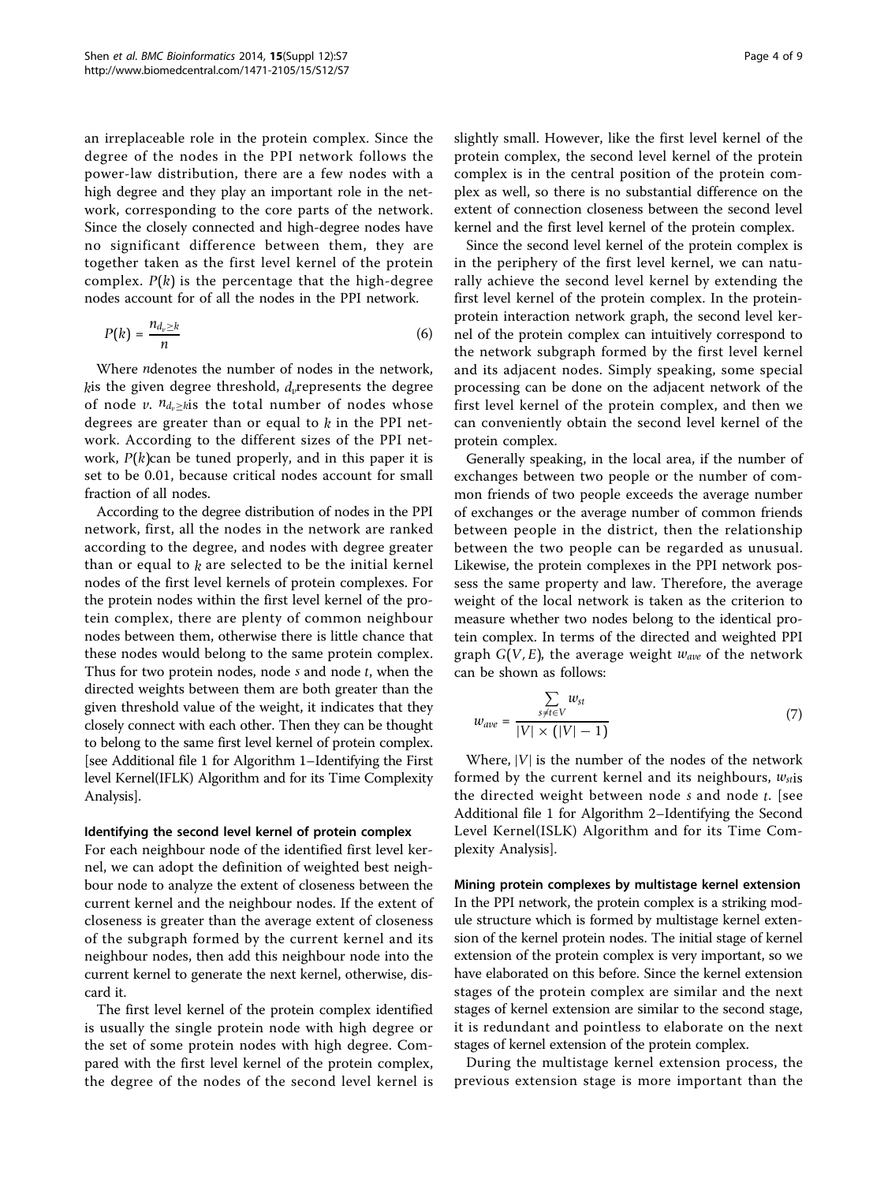an irreplaceable role in the protein complex. Since the degree of the nodes in the PPI network follows the power-law distribution, there are a few nodes with a high degree and they play an important role in the network, corresponding to the core parts of the network. Since the closely connected and high-degree nodes have no significant difference between them, they are together taken as the first level kernel of the protein complex. $P(k)$ is the percentage that the high-degree nodes account for of all the nodes in the PPI network.

$$P(k) = \frac{n_{d_v \geq k}}{n} \tag{6}$$

Where $n$denotes the number of nodes in the network, $k$is the given degree threshold, $d_v$represents the degree of node $v$. $n_{d_v \geq k}$is the total number of nodes whose degrees are greater than or equal to $k$ in the PPI network. According to the different sizes of the PPI network, $P(k)$can be tuned properly, and in this paper it is set to be 0.01, because critical nodes account for small fraction of all nodes.

According to the degree distribution of nodes in the PPI network, first, all the nodes in the network are ranked according to the degree, and nodes with degree greater than or equal to $k$ are selected to be the initial kernel nodes of the first level kernels of protein complexes. For the protein nodes within the first level kernel of the protein complex, there are plenty of common neighbour nodes between them, otherwise there is little chance that these nodes would belong to the same protein complex. Thus for two protein nodes, node $s$ and node $t$, when the directed weights between them are both greater than the given threshold value of the weight, it indicates that they closely connect with each other. Then they can be thought to belong to the same first level kernel of protein complex. [see Additional file 1 for Algorithm 1–Identifying the First level Kernel(IFLK) Algorithm and for its Time Complexity Analysis].

#### Identifying the second level kernel of protein complex

For each neighbour node of the identified first level kernel, we can adopt the definition of weighted best neighbour node to analyze the extent of closeness between the current kernel and the neighbour nodes. If the extent of closeness is greater than the average extent of closeness of the subgraph formed by the current kernel and its neighbour nodes, then add this neighbour node into the current kernel to generate the next kernel, otherwise, discard it.

The first level kernel of the protein complex identified is usually the single protein node with high degree or the set of some protein nodes with high degree. Compared with the first level kernel of the protein complex, the degree of the nodes of the second level kernel is slightly small. However, like the first level kernel of the protein complex, the second level kernel of the protein complex is in the central position of the protein complex as well, so there is no substantial difference on the extent of connection closeness between the second level kernel and the first level kernel of the protein complex.

Since the second level kernel of the protein complex is in the periphery of the first level kernel, we can naturally achieve the second level kernel by extending the first level kernel of the protein complex. In the protein-protein interaction network graph, the second level kernel of the protein complex can intuitively correspond to the network subgraph formed by the first level kernel and its adjacent nodes. Simply speaking, some special processing can be done on the adjacent network of the first level kernel of the protein complex, and then we can conveniently obtain the second level kernel of the protein complex.

Generally speaking, in the local area, if the number of exchanges between two people or the number of common friends of two people exceeds the average number of exchanges or the average number of common friends between people in the district, then the relationship between the two people can be regarded as unusual. Likewise, the protein complexes in the PPI network possess the same property and law. Therefore, the average weight of the local network is taken as the criterion to measure whether two nodes belong to the identical protein complex. In terms of the directed and weighted PPI graph $G(V, E)$, the average weight $w_{ave}$ of the network can be shown as follows:

$$w_{ave} = \frac{\sum_{s \neq t \in V} w_{st}}{|V| \times (|V| - 1)} \tag{7}$$

Where, $|V|$ is the number of the nodes of the network formed by the current kernel and its neighbours, $w_{st}$is the directed weight between node $s$ and node $t$. [see Additional file 1 for Algorithm 2–Identifying the Second Level Kernel(ISLK) Algorithm and for its Time Complexity Analysis].

#### Mining protein complexes by multistage kernel extension

In the PPI network, the protein complex is a striking module structure which is formed by multistage kernel extension of the kernel protein nodes. The initial stage of kernel extension of the protein complex is very important, so we have elaborated on this before. Since the kernel extension stages of the protein complex are similar and the next stages of kernel extension are similar to the second stage, it is redundant and pointless to elaborate on the next stages of kernel extension of the protein complex.

During the multistage kernel extension process, the previous extension stage is more important than the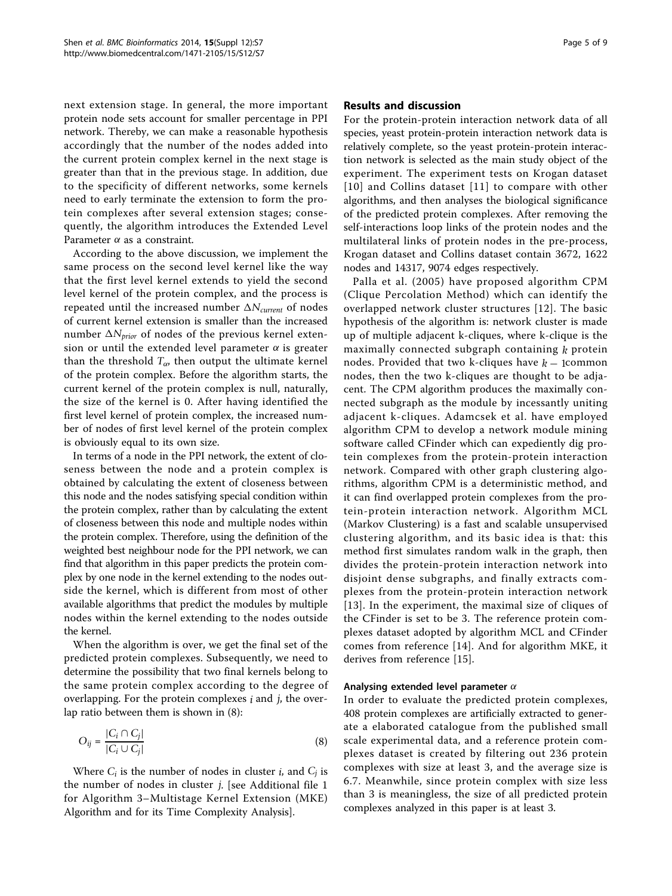next extension stage. In general, the more important protein node sets account for smaller percentage in PPI network. Thereby, we can make a reasonable hypothesis accordingly that the number of the nodes added into the current protein complex kernel in the next stage is greater than that in the previous stage. In addition, due to the specificity of different networks, some kernels need to early terminate the extension to form the protein complexes after several extension stages; consequently, the algorithm introduces the Extended Level Parameter $\alpha$ as a constraint.

According to the above discussion, we implement the same process on the second level kernel like the way that the first level kernel extends to yield the second level kernel of the protein complex, and the process is repeated until the increased number $\Delta N_{current}$ of nodes of current kernel extension is smaller than the increased number $\Delta N_{prior}$ of nodes of the previous kernel extension or until the extended level parameter $\alpha$ is greater than the threshold $T_{\alpha}$, then output the ultimate kernel of the protein complex. Before the algorithm starts, the current kernel of the protein complex is null, naturally, the size of the kernel is 0. After having identified the first level kernel of protein complex, the increased number of nodes of first level kernel of the protein complex is obviously equal to its own size.

In terms of a node in the PPI network, the extent of closeness between the node and a protein complex is obtained by calculating the extent of closeness between this node and the nodes satisfying special condition within the protein complex, rather than by calculating the extent of closeness between this node and multiple nodes within the protein complex. Therefore, using the definition of the weighted best neighbour node for the PPI network, we can find that algorithm in this paper predicts the protein complex by one node in the kernel extending to the nodes outside the kernel, which is different from most of other available algorithms that predict the modules by multiple nodes within the kernel extending to the nodes outside the kernel.

When the algorithm is over, we get the final set of the predicted protein complexes. Subsequently, we need to determine the possibility that two final kernels belong to the same protein complex according to the degree of overlapping. For the protein complexes $i$ and $j$, the overlap ratio between them is shown in (8):

$$O_{ij} = \frac{|C_i \cap C_j|}{|C_i \cup C_j|} \tag{8}$$

Where $C_i$ is the number of nodes in cluster $i$, and $C_j$ is the number of nodes in cluster $j$. [see Additional file 1 for Algorithm 3–Multistage Kernel Extension (MKE) Algorithm and for its Time Complexity Analysis].

## Results and discussion

For the protein-protein interaction network data of all species, yeast protein-protein interaction network data is relatively complete, so the yeast protein-protein interaction network is selected as the main study object of the experiment. The experiment tests on Krogan dataset [10] and Collins dataset [11] to compare with other algorithms, and then analyses the biological significance of the predicted protein complexes. After removing the self-interactions loop links of the protein nodes and the multilateral links of protein nodes in the pre-process, Krogan dataset and Collins dataset contain 3672, 1622 nodes and 14317, 9074 edges respectively.

Palla et al. (2005) have proposed algorithm CPM (Clique Percolation Method) which can identify the overlapped network cluster structures [12]. The basic hypothesis of the algorithm is: network cluster is made up of multiple adjacent k-cliques, where k-clique is the maximally connected subgraph containing $k$ protein nodes. Provided that two k-cliques have $k-1$common nodes, then the two k-cliques are thought to be adjacent. The CPM algorithm produces the maximally connected subgraph as the module by incessantly uniting adjacent k-cliques. Adamcsek et al. have employed algorithm CPM to develop a network module mining software called CFinder which can expediently dig protein complexes from the protein-protein interaction network. Compared with other graph clustering algorithms, algorithm CPM is a deterministic method, and it can find overlapped protein complexes from the protein-protein interaction network. Algorithm MCL (Markov Clustering) is a fast and scalable unsupervised clustering algorithm, and its basic idea is that: this method first simulates random walk in the graph, then divides the protein-protein interaction network into disjoint dense subgraphs, and finally extracts complexes from the protein-protein interaction network [13]. In the experiment, the maximal size of cliques of the CFinder is set to be 3. The reference protein complexes dataset adopted by algorithm MCL and CFinder comes from reference [14]. And for algorithm MKE, it derives from reference [15].

### Analysing extended level parameter $\alpha$

In order to evaluate the predicted protein complexes, 408 protein complexes are artificially extracted to generate a elaborated catalogue from the published small scale experimental data, and a reference protein complexes dataset is created by filtering out 236 protein complexes with size at least 3, and the average size is 6.7. Meanwhile, since protein complex with size less than 3 is meaningless, the size of all predicted protein complexes analyzed in this paper is at least 3.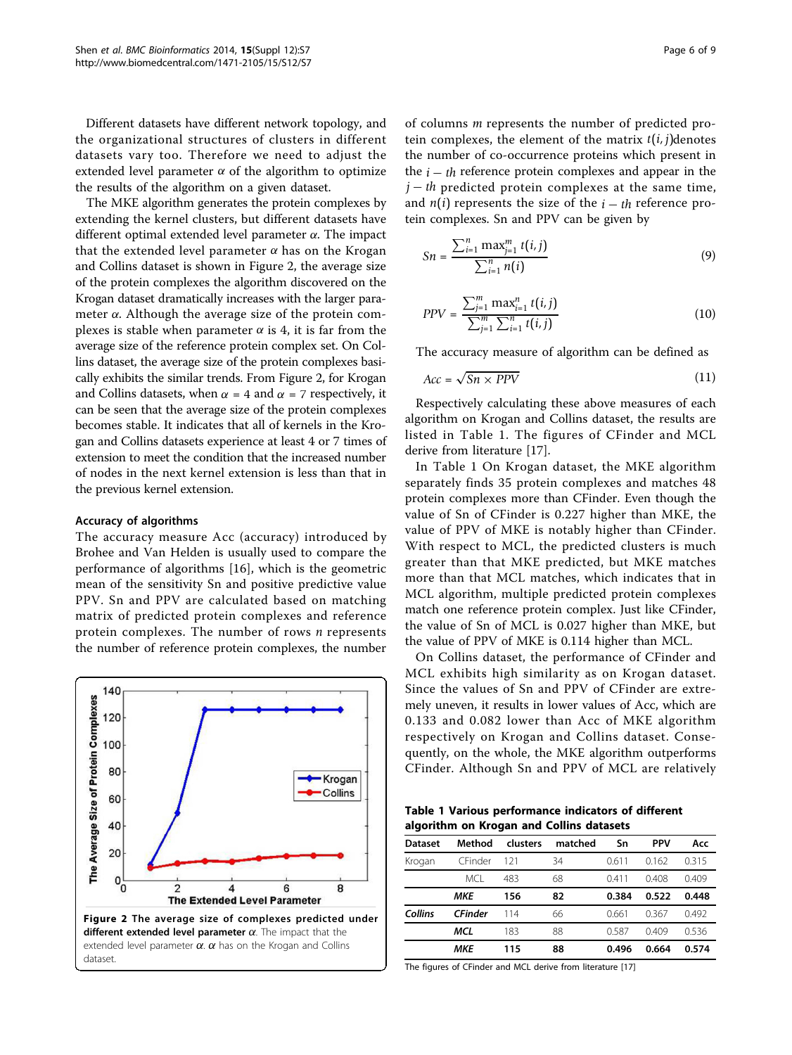Different datasets have different network topology, and the organizational structures of clusters in different datasets vary too. Therefore we need to adjust the extended level parameter $\alpha$ of the algorithm to optimize the results of the algorithm on a given dataset.

The MKE algorithm generates the protein complexes by extending the kernel clusters, but different datasets have different optimal extended level parameter $\alpha$. The impact that the extended level parameter $\alpha$ has on the Krogan and Collins dataset is shown in Figure 2, the average size of the protein complexes the algorithm discovered on the Krogan dataset dramatically increases with the larger parameter $\alpha$. Although the average size of the protein complexes is stable when parameter $\alpha$ is 4, it is far from the average size of the reference protein complex set. On Collins dataset, the average size of the protein complexes basically exhibits the similar trends. From Figure 2, for Krogan and Collins datasets, when $\alpha = 4$ and $\alpha = 7$ respectively, it can be seen that the average size of the protein complexes becomes stable. It indicates that all of kernels in the Krogan and Collins datasets experience at least 4 or 7 times of extension to meet the condition that the increased number of nodes in the next kernel extension is less than that in the previous kernel extension.

**Figure 2 The average size of complexes predicted under different extended level parameter $\alpha$.** The impact that the extended level parameter $\alpha$. $\alpha$ has on the Krogan and Collins dataset.

### Accuracy of algorithms

The accuracy measure Acc (accuracy) introduced by Brohee and Van Helden is usually used to compare the performance of algorithms [16], which is the geometric mean of the sensitivity Sn and positive predictive value PPV. Sn and PPV are calculated based on matching matrix of predicted protein complexes and reference protein complexes. The number of rows $n$ represents the number of reference protein complexes, the number of columns $m$ represents the number of predicted protein complexes, the element of the matrix $t(i, j)$denotes the number of co-occurrence proteins which present in the $i - th$ reference protein complexes and appear in the $j - th$ predicted protein complexes at the same time, and $n(i)$ represents the size of the $i - th$ reference protein complexes. Sn and PPV can be given by

$$Sn = \frac{\sum_{i=1}^{n} \max_{j=1}^{m} t(i, j)}{\sum_{i=1}^{n} n(i)} \tag{9}$$

$$PPV = \frac{\sum_{j=1}^{m} \max_{i=1}^{n} t(i, j)}{\sum_{j=1}^{m} \sum_{i=1}^{n} t(i, j)} \tag{10}$$

The accuracy measure of algorithm can be defined as

$$Acc = \sqrt{Sn \times PPV} \tag{11}$$

Respectively calculating these above measures of each algorithm on Krogan and Collins dataset, the results are listed in Table 1. The figures of CFinder and MCL derive from literature [17].

In Table 1 On Krogan dataset, the MKE algorithm separately finds 35 protein complexes and matches 48 protein complexes more than CFinder. Even though the value of Sn of CFinder is 0.227 higher than MKE, the value of PPV of MKE is notably higher than CFinder. With respect to MCL, the predicted clusters is much greater than that MKE predicted, but MKE matches more than that MCL matches, which indicates that in MCL algorithm, multiple predicted protein complexes match one reference protein complex. Just like CFinder, the value of Sn of MCL is 0.027 higher than MKE, but the value of PPV of MKE is 0.114 higher than MCL.

On Collins dataset, the performance of CFinder and MCL exhibits high similarity as on Krogan dataset. Since the values of Sn and PPV of CFinder are extremely uneven, it results in lower values of Acc, which are 0.133 and 0.082 lower than Acc of MKE algorithm respectively on Krogan and Collins dataset. Consequently, on the whole, the MKE algorithm outperforms CFinder. Although Sn and PPV of MCL are relatively

**Table 1 Various performance indicators of different algorithm on Krogan and Collins datasets**

| Dataset | Method | clusters | matched | Sn | PPV | Acc |
|---|---|---|---|---|---|---|
| Krogan | CFinder | 121 | 34 | 0.611 | 0.162 | 0.315 |
| | MCL | 483 | 68 | 0.411 | 0.408 | 0.409 |
| | **MKE** | **156** | **82** | **0.384** | **0.522** | **0.448** |
| **Collins** | **CFinder** | 114 | 66 | 0.661 | 0.367 | 0.492 |
| | **MCL** | 183 | 88 | 0.587 | 0.409 | 0.536 |
| | **MKE** | **115** | **88** | **0.496** | **0.664** | **0.574** |

The figures of CFinder and MCL derive from literature [17]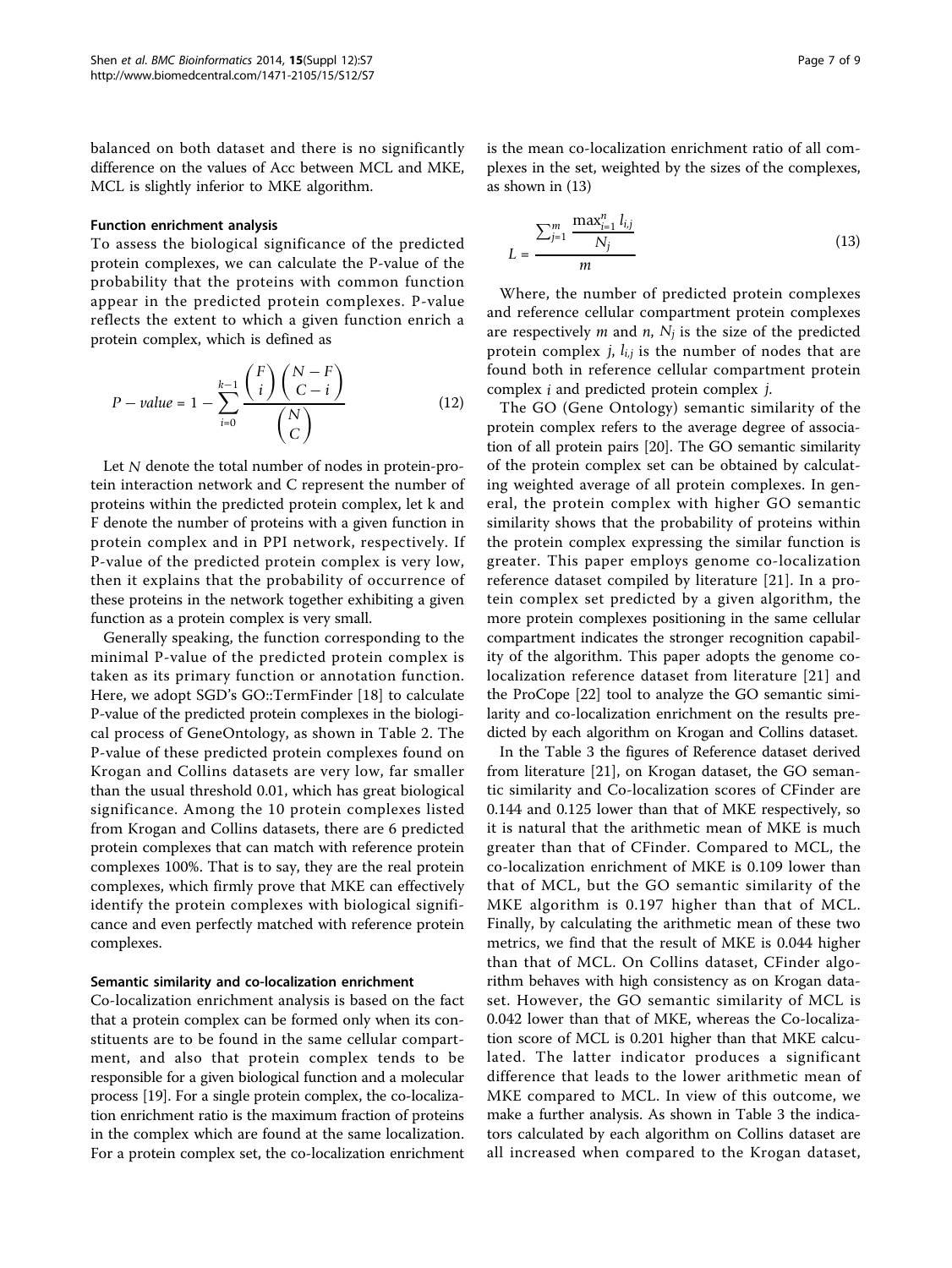balanced on both dataset and there is no significantly difference on the values of Acc between MCL and MKE, MCL is slightly inferior to MKE algorithm.

### Function enrichment analysis

To assess the biological significance of the predicted protein complexes, we can calculate the P-value of the probability that the proteins with common function appear in the predicted protein complexes. P-value reflects the extent to which a given function enrich a protein complex, which is defined as

$$P - value = 1 - \sum_{i=0}^{k-1} \frac{\binom{F}{i}\binom{N-F}{C-i}}{\binom{N}{C}} \tag{12}$$

Let $N$ denote the total number of nodes in protein-protein interaction network and C represent the number of proteins within the predicted protein complex, let k and F denote the number of proteins with a given function in protein complex and in PPI network, respectively. If P-value of the predicted protein complex is very low, then it explains that the probability of occurrence of these proteins in the network together exhibiting a given function as a protein complex is very small.

Generally speaking, the function corresponding to the minimal P-value of the predicted protein complex is taken as its primary function or annotation function. Here, we adopt SGD's GO::TermFinder [18] to calculate P-value of the predicted protein complexes in the biological process of GeneOntology, as shown in Table 2. The P-value of these predicted protein complexes found on Krogan and Collins datasets are very low, far smaller than the usual threshold 0.01, which has great biological significance. Among the 10 protein complexes listed from Krogan and Collins datasets, there are 6 predicted protein complexes that can match with reference protein complexes 100%. That is to say, they are the real protein complexes, which firmly prove that MKE can effectively identify the protein complexes with biological significance and even perfectly matched with reference protein complexes.

### Semantic similarity and co-localization enrichment

Co-localization enrichment analysis is based on the fact that a protein complex can be formed only when its constituents are to be found in the same cellular compartment, and also that protein complex tends to be responsible for a given biological function and a molecular process [19]. For a single protein complex, the co-localization enrichment ratio is the maximum fraction of proteins in the complex which are found at the same localization. For a protein complex set, the co-localization enrichment is the mean co-localization enrichment ratio of all complexes in the set, weighted by the sizes of the complexes, as shown in (13)

$$L = \frac{\sum_{j=1}^{m} \frac{\max_{i=1}^{n} l_{i,j}}{N_j}}{m} \tag{13}$$

Where, the number of predicted protein complexes and reference cellular compartment protein complexes are respectively $m$ and $n$, $N_j$ is the size of the predicted protein complex $j$, $l_{i,j}$ is the number of nodes that are found both in reference cellular compartment protein complex $i$ and predicted protein complex $j$.

The GO (Gene Ontology) semantic similarity of the protein complex refers to the average degree of association of all protein pairs [20]. The GO semantic similarity of the protein complex set can be obtained by calculating weighted average of all protein complexes. In general, the protein complex with higher GO semantic similarity shows that the probability of proteins within the protein complex expressing the similar function is greater. This paper employs genome co-localization reference dataset compiled by literature [21]. In a protein complex set predicted by a given algorithm, the more protein complexes positioning in the same cellular compartment indicates the stronger recognition capability of the algorithm. This paper adopts the genome co-localization reference dataset from literature [21] and the ProCope [22] tool to analyze the GO semantic similarity and co-localization enrichment on the results predicted by each algorithm on Krogan and Collins dataset.

In the Table 3 the figures of Reference dataset derived from literature [21], on Krogan dataset, the GO semantic similarity and Co-localization scores of CFinder are 0.144 and 0.125 lower than that of MKE respectively, so it is natural that the arithmetic mean of MKE is much greater than that of CFinder. Compared to MCL, the co-localization enrichment of MKE is 0.109 lower than that of MCL, but the GO semantic similarity of the MKE algorithm is 0.197 higher than that of MCL. Finally, by calculating the arithmetic mean of these two metrics, we find that the result of MKE is 0.044 higher than that of MCL. On Collins dataset, CFinder algorithm behaves with high consistency as on Krogan dataset. However, the GO semantic similarity of MCL is 0.042 lower than that of MKE, whereas the Co-localization score of MCL is 0.201 higher than that MKE calculated. The latter indicator produces a significant difference that leads to the lower arithmetic mean of MKE compared to MCL. In view of this outcome, we make a further analysis. As shown in Table 3 the indicators calculated by each algorithm on Collins dataset are all increased when compared to the Krogan dataset,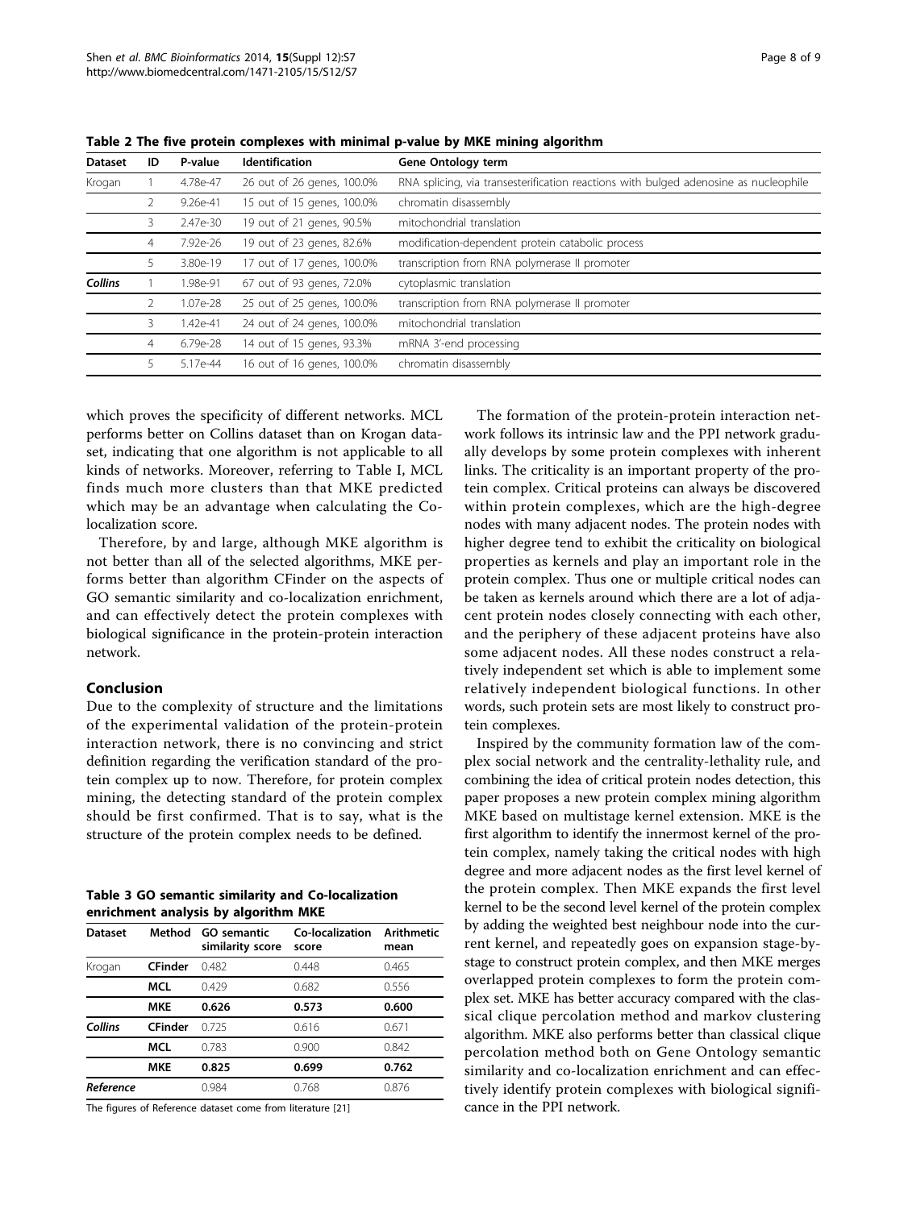**Table 2 The five protein complexes with minimal p-value by MKE mining algorithm**

| Dataset | ID | P-value | Identification | Gene Ontology term |
|---|---|---|---|---|
| Krogan | 1 | 4.78e-47 | 26 out of 26 genes, 100.0% | RNA splicing, via transesterification reactions with bulged adenosine as nucleophile |
| | 2 | 9.26e-41 | 15 out of 15 genes, 100.0% | chromatin disassembly |
| | 3 | 2.47e-30 | 19 out of 21 genes, 90.5% | mitochondrial translation |
| | 4 | 7.92e-26 | 19 out of 23 genes, 82.6% | modification-dependent protein catabolic process |
| | 5 | 3.80e-19 | 17 out of 17 genes, 100.0% | transcription from RNA polymerase II promoter |
| ***Collins*** | 1 | 1.98e-91 | 67 out of 93 genes, 72.0% | cytoplasmic translation |
| | 2 | 1.07e-28 | 25 out of 25 genes, 100.0% | transcription from RNA polymerase II promoter |
| | 3 | 1.42e-41 | 24 out of 24 genes, 100.0% | mitochondrial translation |
| | 4 | 6.79e-28 | 14 out of 15 genes, 93.3% | mRNA 3'-end processing |
| | 5 | 5.17e-44 | 16 out of 16 genes, 100.0% | chromatin disassembly |

which proves the specificity of different networks. MCL performs better on Collins dataset than on Krogan dataset, indicating that one algorithm is not applicable to all kinds of networks. Moreover, referring to Table I, MCL finds much more clusters than that MKE predicted which may be an advantage when calculating the Co-localization score.

Therefore, by and large, although MKE algorithm is not better than all of the selected algorithms, MKE performs better than algorithm CFinder on the aspects of GO semantic similarity and co-localization enrichment, and can effectively detect the protein complexes with biological significance in the protein-protein interaction network.

## Conclusion

Due to the complexity of structure and the limitations of the experimental validation of the protein-protein interaction network, there is no convincing and strict definition regarding the verification standard of the protein complex up to now. Therefore, for protein complex mining, the detecting standard of the protein complex should be first confirmed. That is to say, what is the structure of the protein complex needs to be defined.

**Table 3 GO semantic similarity and Co-localization enrichment analysis by algorithm MKE**

| Dataset | Method | GO semantic similarity score | Co-localization score | Arithmetic mean |
|---|---|---|---|---|
| Krogan | **CFinder** | 0.482 | 0.448 | 0.465 |
| | **MCL** | 0.429 | 0.682 | 0.556 |
| | **MKE** | **0.626** | **0.573** | **0.600** |
| ***Collins*** | **CFinder** | 0.725 | 0.616 | 0.671 |
| | **MCL** | 0.783 | 0.900 | 0.842 |
| | **MKE** | **0.825** | **0.699** | **0.762** |
| ***Reference*** | | 0.984 | 0.768 | 0.876 |

The figures of Reference dataset come from literature [21]

The formation of the protein-protein interaction network follows its intrinsic law and the PPI network gradually develops by some protein complexes with inherent links. The criticality is an important property of the protein complex. Critical proteins can always be discovered within protein complexes, which are the high-degree nodes with many adjacent nodes. The protein nodes with higher degree tend to exhibit the criticality on biological properties as kernels and play an important role in the protein complex. Thus one or multiple critical nodes can be taken as kernels around which there are a lot of adjacent protein nodes closely connecting with each other, and the periphery of these adjacent proteins have also some adjacent nodes. All these nodes construct a relatively independent set which is able to implement some relatively independent biological functions. In other words, such protein sets are most likely to construct protein complexes.

Inspired by the community formation law of the complex social network and the centrality-lethality rule, and combining the idea of critical protein nodes detection, this paper proposes a new protein complex mining algorithm MKE based on multistage kernel extension. MKE is the first algorithm to identify the innermost kernel of the protein complex, namely taking the critical nodes with high degree and more adjacent nodes as the first level kernel of the protein complex. Then MKE expands the first level kernel to be the second level kernel of the protein complex by adding the weighted best neighbour node into the current kernel, and repeatedly goes on expansion stage-by-stage to construct protein complex, and then MKE merges overlapped protein complexes to form the protein complex set. MKE has better accuracy compared with the classical clique percolation method and markov clustering algorithm. MKE also performs better than classical clique percolation method both on Gene Ontology semantic similarity and co-localization enrichment and can effectively identify protein complexes with biological significance in the PPI network.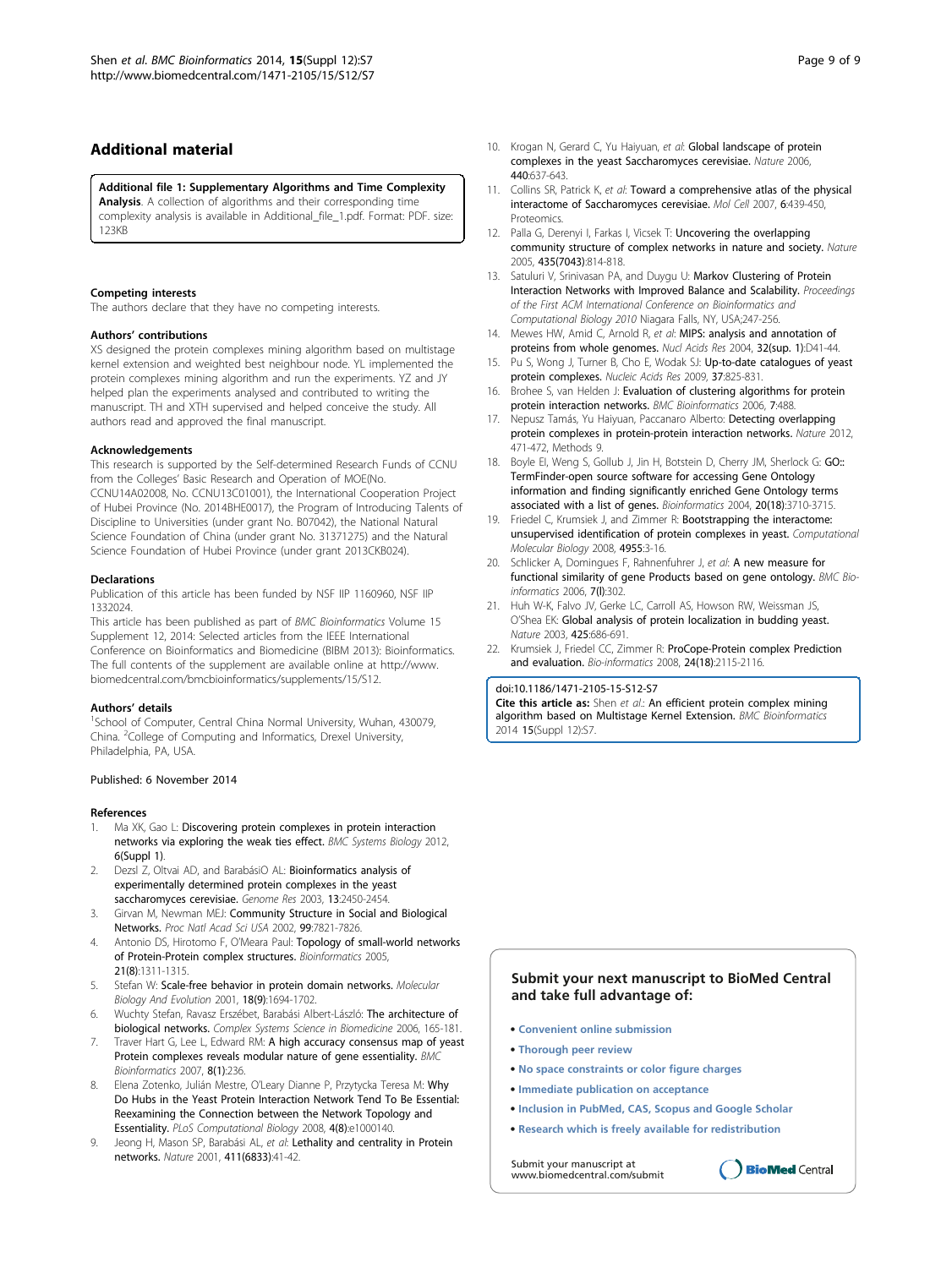## Additional material

**Additional file 1: Supplementary Algorithms and Time Complexity Analysis**. A collection of algorithms and their corresponding time complexity analysis is available in Additional_file_1.pdf. Format: PDF. size: 123KB

### Competing interests

The authors declare that they have no competing interests.

### Authors' contributions

XS designed the protein complexes mining algorithm based on multistage kernel extension and weighted best neighbour node. YL implemented the protein complexes mining algorithm and run the experiments. YZ and JY helped plan the experiments analysed and contributed to writing the manuscript. TH and XTH supervised and helped conceive the study. All authors read and approved the final manuscript.

### Acknowledgements

This research is supported by the Self-determined Research Funds of CCNU from the Colleges' Basic Research and Operation of MOE(No. CCNU14A02008, No. CCNU13C01001), the International Cooperation Project of Hubei Province (No. 2014BHE0017), the Program of Introducing Talents of Discipline to Universities (under grant No. B07042), the National Natural Science Foundation of China (under grant No. 31371275) and the Natural Science Foundation of Hubei Province (under grant 2013CKB024).

### Declarations

Publication of this article has been funded by NSF IIP 1160960, NSF IIP 1332024.

This article has been published as part of *BMC Bioinformatics* Volume 15 Supplement 12, 2014: Selected articles from the IEEE International Conference on Bioinformatics and Biomedicine (BIBM 2013): Bioinformatics. The full contents of the supplement are available online at http://www.biomedcentral.com/bmcbioinformatics/supplements/15/S12.

### Authors' details

[1]School of Computer, Central China Normal University, Wuhan, 430079, China. [2]College of Computing and Informatics, Drexel University, Philadelphia, PA, USA.

Published: 6 November 2014

### References

1. Ma XK, Gao L: **Discovering protein complexes in protein interaction networks via exploring the weak ties effect.** *BMC Systems Biology* 2012, **6(Suppl 1)**.
2. Dezsl Z, Oltvai AD, and BarabásiO AL: **Bioinformatics analysis of experimentally determined protein complexes in the yeast saccharomyces cerevisiae.** *Genome Res* 2003, **13**:2450-2454.
3. Girvan M, Newman MEJ: **Community Structure in Social and Biological Networks.** *Proc Natl Acad Sci USA* 2002, **99**:7821-7826.
4. Antonio DS, Hirotomo F, O'Meara Paul: **Topology of small-world networks of Protein-Protein complex structures.** *Bioinformatics* 2005, **21(8)**:1311-1315.
5. Stefan W: **Scale-free behavior in protein domain networks.** *Molecular Biology And Evolution* 2001, **18(9)**:1694-1702.
6. Wuchty Stefan, Ravasz Erszébet, Barabási Albert-László: **The architecture of biological networks.** *Complex Systems Science in Biomedicine* 2006, 165-181.
7. Traver Hart G, Lee L, Edward RM: **A high accuracy consensus map of yeast Protein complexes reveals modular nature of gene essentiality.** *BMC Bioinformatics* 2007, **8(1)**:236.
8. Elena Zotenko, Julián Mestre, O'Leary Dianne P, Przytycka Teresa M: **Why Do Hubs in the Yeast Protein Interaction Network Tend To Be Essential: Reexamining the Connection between the Network Topology and Essentiality.** *PLoS Computational Biology* 2008, **4(8)**:e1000140.
9. Jeong H, Mason SP, Barabási AL, *et al*: **Lethality and centrality in Protein networks.** *Nature* 2001, **411(6833)**:41-42.
10. Krogan N, Gerard C, Yu Haiyuan, *et al*: **Global landscape of protein complexes in the yeast Saccharomyces cerevisiae.** *Nature* 2006, **440**:637-643.
11. Collins SR, Patrick K, *et al*: **Toward a comprehensive atlas of the physical interactome of Saccharomyces cerevisiae.** *Mol Cell* 2007, **6**:439-450, Proteomics.
12. Palla G, Derenyi I, Farkas I, Vicsek T: **Uncovering the overlapping community structure of complex networks in nature and society.** *Nature* 2005, **435(7043)**:814-818.
13. Satuluri V, Srinivasan PA, and Duygu U: **Markov Clustering of Protein Interaction Networks with Improved Balance and Scalability.** *Proceedings of the First ACM International Conference on Bioinformatics and Computational Biology 2010* Niagara Falls, NY, USA;247-256.
14. Mewes HW, Amid C, Arnold R, *et al*: **MIPS: analysis and annotation of proteins from whole genomes.** *Nucl Acids Res* 2004, **32(sup. 1)**:D41-44.
15. Pu S, Wong J, Turner B, Cho E, Wodak SJ: **Up-to-date catalogues of yeast protein complexes.** *Nucleic Acids Res* 2009, **37**:825-831.
16. Brohee S, van Helden J: **Evaluation of clustering algorithms for protein protein interaction networks.** *BMC Bioinformatics* 2006, **7**:488.
17. Nepusz Tamás, Yu Haiyuan, Paccanaro Alberto: **Detecting overlapping protein complexes in protein-protein interaction networks.** *Nature* 2012, 471-472, Methods 9.
18. Boyle EI, Weng S, Gollub J, Jin H, Botstein D, Cherry JM, Sherlock G: **GO::TermFinder-open source software for accessing Gene Ontology information and finding significantly enriched Gene Ontology terms associated with a list of genes.** *Bioinformatics* 2004, **20(18)**:3710-3715.
19. Friedel C, Krumsiek J, and Zimmer R: **Bootstrapping the interactome: unsupervised identification of protein complexes in yeast.** *Computational Molecular Biology* 2008, **4955**:3-16.
20. Schlicker A, Domingues F, Rahnenfuhrer J, *et al*: **A new measure for functional similarity of gene Products based on gene ontology.** *BMC Bioinformatics* 2006, **7(l)**:302.
21. Huh W-K, Falvo JV, Gerke LC, Carroll AS, Howson RW, Weissman JS, O'Shea EK: **Global analysis of protein localization in budding yeast.** *Nature* 2003, **425**:686-691.
22. Krumsiek J, Friedel CC, Zimmer R: **ProCope-Protein complex Prediction and evaluation.** *Bio-informatics* 2008, **24(18)**:2115-2116.

doi:10.1186/1471-2105-15-S12-S7

**Cite this article as:** Shen *et al.*: An efficient protein complex mining algorithm based on Multistage Kernel Extension. *BMC Bioinformatics* 2014 **15**(Suppl 12):S7.

**Submit your next manuscript to BioMed Central and take full advantage of:**

- Convenient online submission
- Thorough peer review
- No space constraints or color figure charges
- Immediate publication on acceptance
- Inclusion in PubMed, CAS, Scopus and Google Scholar
- Research which is freely available for redistribution

Submit your manuscript at www.biomedcentral.com/submit

BioMed Central